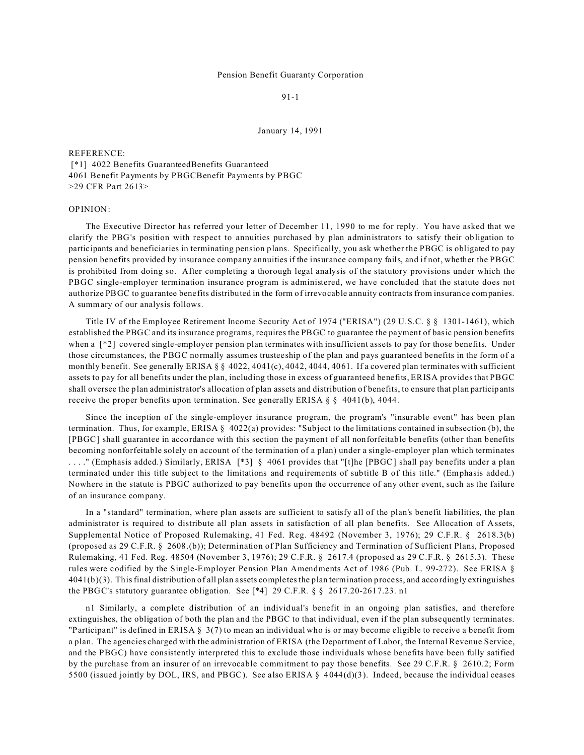Pension Benefit Guaranty Corporation

91-1

January 14, 1991

REFERENCE:
[*1] 4022 Benefits GuaranteedBenefits Guaranteed
4061 Benefit Payments by PBGCBenefit Payments by PBGC
>29 CFR Part 2613>

OPINION:

The Executive Director has referred your letter of December 11, 1990 to me for reply. You have asked that we clarify the PBG's position with respect to annuities purchased by plan administrators to satisfy their obligation to participants and beneficiaries in terminating pension plans. Specifically, you ask whether the PBGC is obligated to pay pension benefits provided by insurance company annuities if the insurance company fails, and if not, whether the PBGC is prohibited from doing so. After completing a thorough legal analysis of the statutory provisions under which the PBGC single-employer termination insurance program is administered, we have concluded that the statute does not authorize PBGC to guarantee benefits distributed in the form of irrevocable annuity contracts from insurance companies. A summary of our analysis follows.

Title IV of the Employee Retirement Income Security Act of 1974 ("ERISA") (29 U.S.C. § § 1301-1461), which established the PBGC and its insurance programs, requires the PBGC to guarantee the payment of basic pension benefits when a [*2] covered single-employer pension plan terminates with insufficient assets to pay for those benefits. Under those circumstances, the PBGC normally assumes trusteeship of the plan and pays guaranteed benefits in the form of a monthly benefit. See generally ERISA § § 4022, 4041(c), 4042, 4044, 4061. If a covered plan terminates with sufficient assets to pay for all benefits under the plan, including those in excess of guaranteed benefits, ERISA provides that PBGC shall oversee the plan administrator's allocation of plan assets and distribution of benefits, to ensure that plan participants receive the proper benefits upon termination. See generally ERISA § § 4041(b), 4044.

Since the inception of the single-employer insurance program, the program's "insurable event" has been plan termination. Thus, for example, ERISA § 4022(a) provides: "Subject to the limitations contained in subsection (b), the [PBGC] shall guarantee in accordance with this section the payment of all nonforfeitable benefits (other than benefits becoming nonforfeitable solely on account of the termination of a plan) under a single-employer plan which terminates . . . ." (Emphasis added.) Similarly, ERISA [*3] § 4061 provides that "[t]he [PBGC] shall pay benefits under a plan terminated under this title subject to the limitations and requirements of subtitle B of this title." (Emphasis added.) Nowhere in the statute is PBGC authorized to pay benefits upon the occurrence of any other event, such as the failure of an insurance company.

In a "standard" termination, where plan assets are sufficient to satisfy all of the plan's benefit liabilities, the plan administrator is required to distribute all plan assets in satisfaction of all plan benefits. See Allocation of Assets, Supplemental Notice of Proposed Rulemaking, 41 Fed. Reg. 48492 (November 3, 1976); 29 C.F.R. § 2618.3(b) (proposed as 29 C.F.R. § 2608.(b)); Determination of Plan Sufficiency and Termination of Sufficient Plans, Proposed Rulemaking, 41 Fed. Reg. 48504 (November 3, 1976); 29 C.F.R. § 2617.4 (proposed as 29 C.F.R. § 2615.3). These rules were codified by the Single-Employer Pension Plan Amendments Act of 1986 (Pub. L. 99-272). See ERISA § 4041(b)(3). This final distribution of all plan assets completes the plan termination process, and accordingly extinguishes the PBGC's statutory guarantee obligation. See [*4] 29 C.F.R. § § 2617.20-2617.23. n1

n1 Similarly, a complete distribution of an individual's benefit in an ongoing plan satisfies, and therefore extinguishes, the obligation of both the plan and the PBGC to that individual, even if the plan subsequently terminates. "Participant" is defined in ERISA § 3(7) to mean an individual who is or may become eligible to receive a benefit from a plan. The agencies charged with the administration of ERISA (the Department of Labor, the Internal Revenue Service, and the PBGC) have consistently interpreted this to exclude those individuals whose benefits have been fully satified by the purchase from an insurer of an irrevocable commitment to pay those benefits. See 29 C.F.R. § 2610.2; Form 5500 (issued jointly by DOL, IRS, and PBGC). See also ERISA § 4044(d)(3). Indeed, because the individual ceases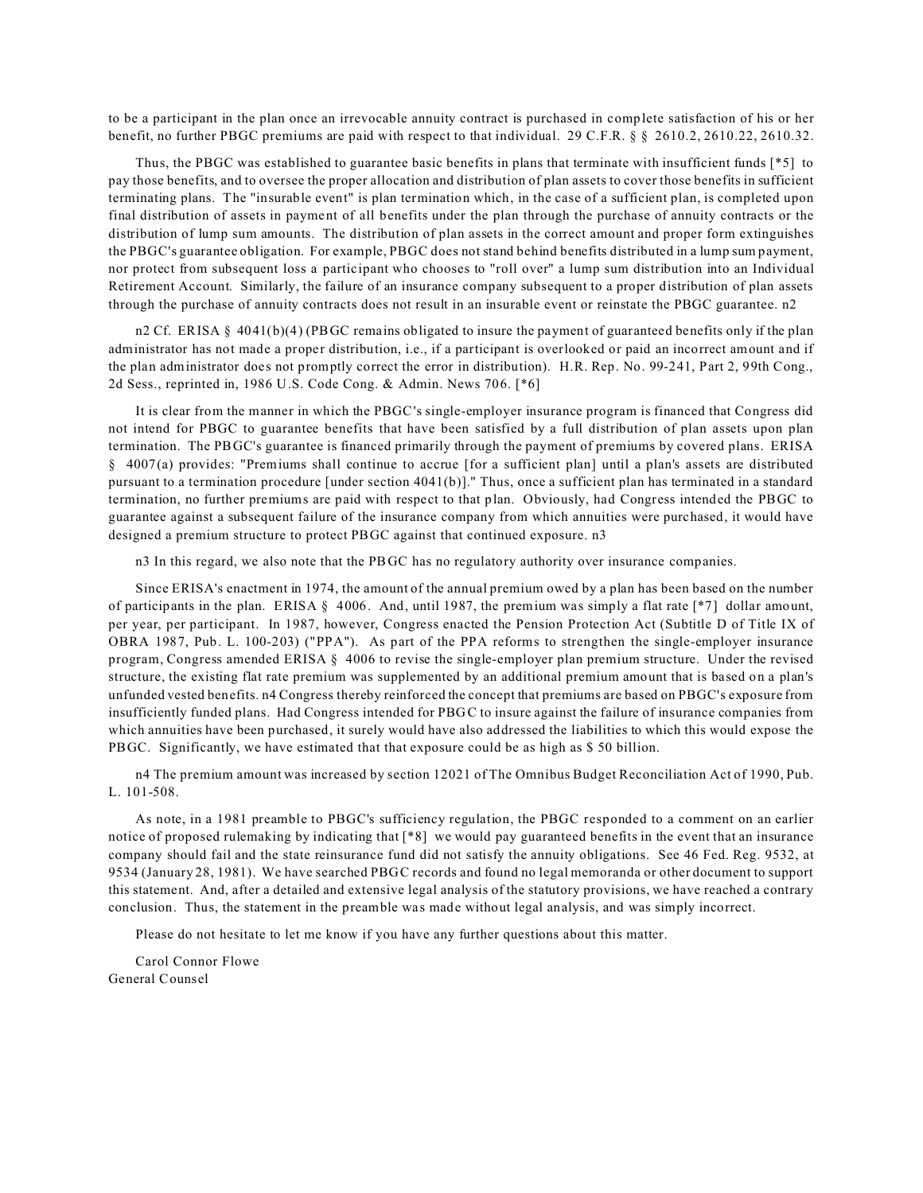to be a participant in the plan once an irrevocable annuity contract is purchased in complete satisfaction of his or her benefit, no further PBGC premiums are paid with respect to that individual. 29 C.F.R. § § 2610.2, 2610.22, 2610.32.

Thus, the PBGC was established to guarantee basic benefits in plans that terminate with insufficient funds [*5] to pay those benefits, and to oversee the proper allocation and distribution of plan assets to cover those benefits in sufficient terminating plans. The "insurable event" is plan termination which, in the case of a sufficient plan, is completed upon final distribution of assets in payment of all benefits under the plan through the purchase of annuity contracts or the distribution of lump sum amounts. The distribution of plan assets in the correct amount and proper form extinguishes the PBGC's guarantee obligation. For example, PBGC does not stand behind benefits distributed in a lump sum payment, nor protect from subsequent loss a participant who chooses to "roll over" a lump sum distribution into an Individual Retirement Account. Similarly, the failure of an insurance company subsequent to a proper distribution of plan assets through the purchase of annuity contracts does not result in an insurable event or reinstate the PBGC guarantee. n2

n2 Cf. ERISA § 4041(b)(4) (PBGC remains obligated to insure the payment of guaranteed benefits only if the plan administrator has not made a proper distribution, i.e., if a participant is overlooked or paid an incorrect amount and if the plan administrator does not promptly correct the error in distribution). H.R. Rep. No. 99-241, Part 2, 99th Cong., 2d Sess., reprinted in, 1986 U.S. Code Cong. & Admin. News 706. [*6]

It is clear from the manner in which the PBGC's single-employer insurance program is financed that Congress did not intend for PBGC to guarantee benefits that have been satisfied by a full distribution of plan assets upon plan termination. The PBGC's guarantee is financed primarily through the payment of premiums by covered plans. ERISA § 4007(a) provides: "Premiums shall continue to accrue [for a sufficient plan] until a plan's assets are distributed pursuant to a termination procedure [under section 4041(b)]." Thus, once a sufficient plan has terminated in a standard termination, no further premiums are paid with respect to that plan. Obviously, had Congress intended the PBGC to guarantee against a subsequent failure of the insurance company from which annuities were purchased, it would have designed a premium structure to protect PBGC against that continued exposure. n3

n3 In this regard, we also note that the PBGC has no regulatory authority over insurance companies.

Since ERISA's enactment in 1974, the amount of the annual premium owed by a plan has been based on the number of participants in the plan. ERISA § 4006. And, until 1987, the premium was simply a flat rate [*7] dollar amount, per year, per participant. In 1987, however, Congress enacted the Pension Protection Act (Subtitle D of Title IX of OBRA 1987, Pub. L. 100-203) ("PPA"). As part of the PPA reforms to strengthen the single-employer insurance program, Congress amended ERISA § 4006 to revise the single-employer plan premium structure. Under the revised structure, the existing flat rate premium was supplemented by an additional premium amount that is based on a plan's unfunded vested benefits. n4 Congress thereby reinforced the concept that premiums are based on PBGC's exposure from insufficiently funded plans. Had Congress intended for PBGC to insure against the failure of insurance companies from which annuities have been purchased, it surely would have also addressed the liabilities to which this would expose the PBGC. Significantly, we have estimated that that exposure could be as high as $ 50 billion.

n4 The premium amount was increased by section 12021 of The Omnibus Budget Reconciliation Act of 1990, Pub. L. 101-508.

As note, in a 1981 preamble to PBGC's sufficiency regulation, the PBGC responded to a comment on an earlier notice of proposed rulemaking by indicating that [*8] we would pay guaranteed benefits in the event that an insurance company should fail and the state reinsurance fund did not satisfy the annuity obligations. See 46 Fed. Reg. 9532, at 9534 (January 28, 1981). We have searched PBGC records and found no legal memoranda or other document to support this statement. And, after a detailed and extensive legal analysis of the statutory provisions, we have reached a contrary conclusion. Thus, the statement in the preamble was made without legal analysis, and was simply incorrect.

Please do not hesitate to let me know if you have any further questions about this matter.

Carol Connor Flowe
General Counsel